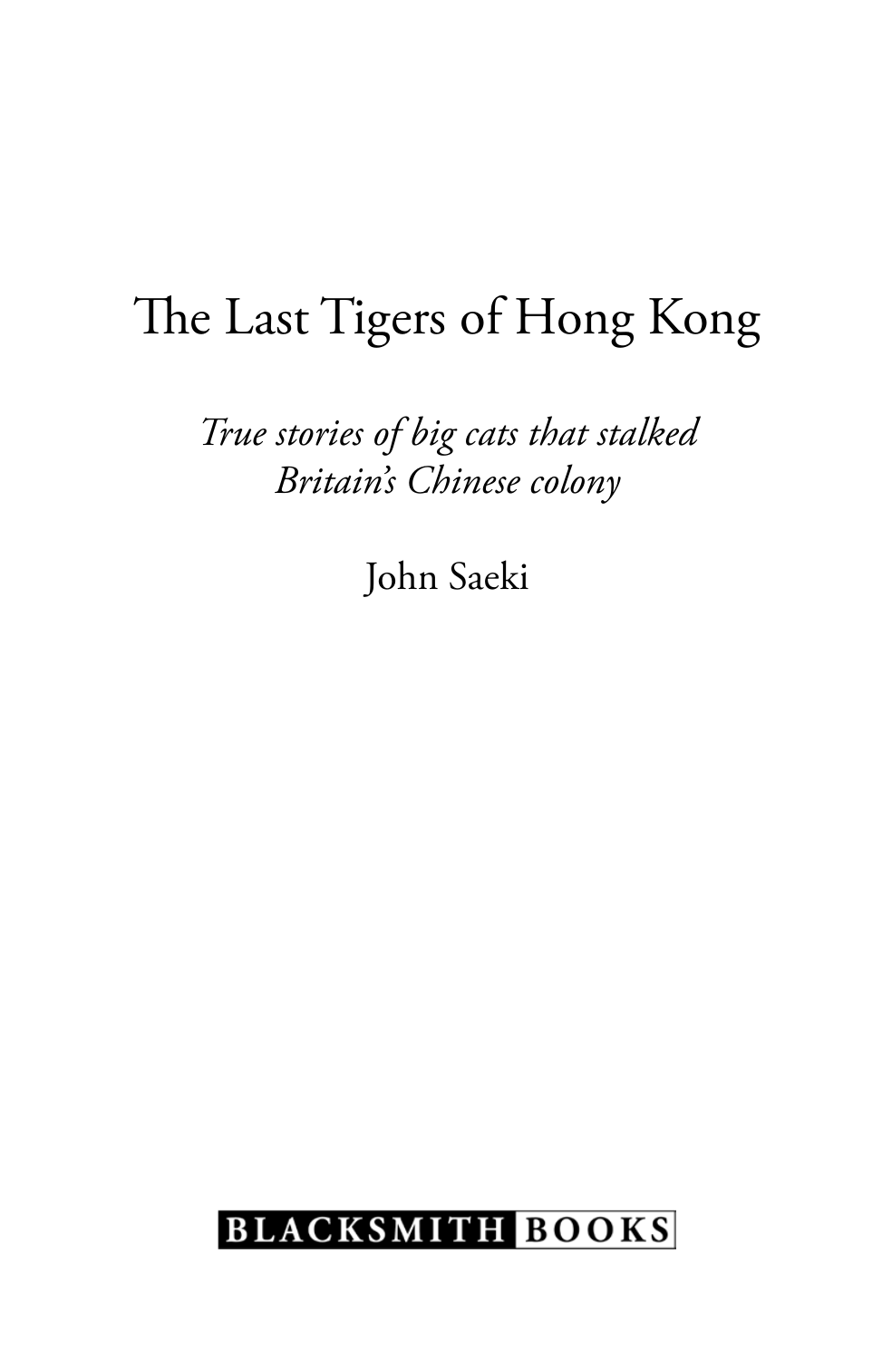# The Last Tigers of Hong Kong

*True stories of big cats that stalked Britain's Chinese colony*

John Saeki

BLACKSMITH BOOKS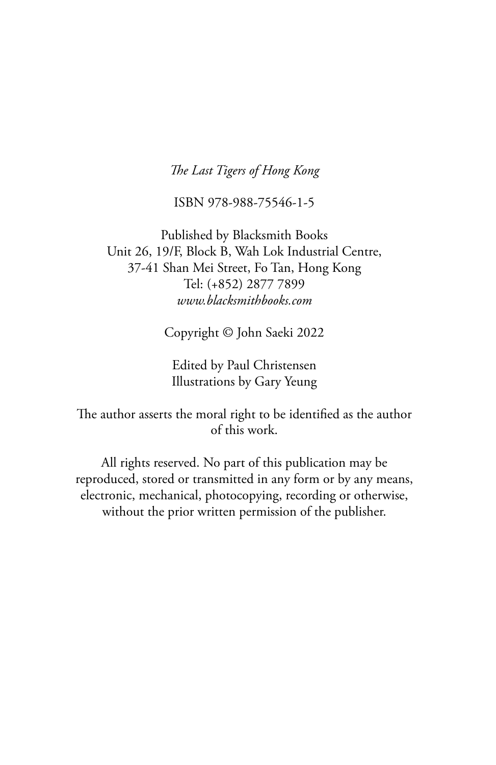*The Last Tigers of Hong Kong*

ISBN 978-988-75546-1-5

Published by Blacksmith Books
Unit 26, 19/F, Block B, Wah Lok Industrial Centre,
37-41 Shan Mei Street, Fo Tan, Hong Kong
Tel: (+852) 2877 7899
*www.blacksmithbooks.com*

Copyright © John Saeki 2022

Edited by Paul Christensen
Illustrations by Gary Yeung

The author asserts the moral right to be identified as the author of this work.

All rights reserved. No part of this publication may be reproduced, stored or transmitted in any form or by any means, electronic, mechanical, photocopying, recording or otherwise, without the prior written permission of the publisher.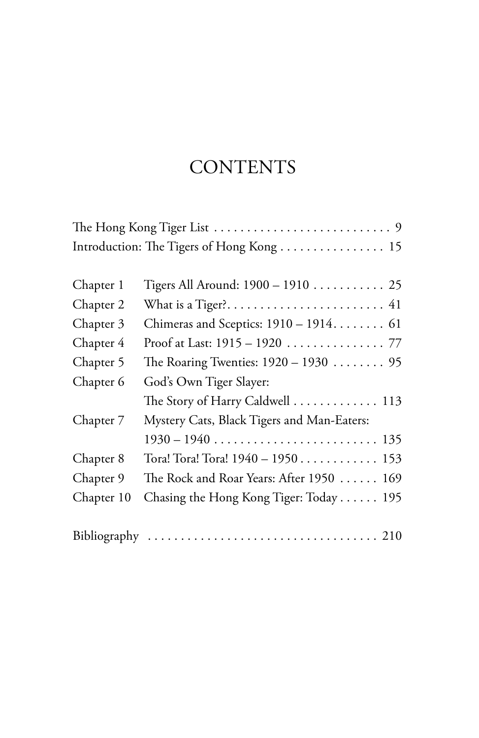# CONTENTS

| | | |
|---|---|---|
| The Hong Kong Tiger List | | 9 |
| Introduction: The Tigers of Hong Kong | | 15 |
| Chapter 1 | Tigers All Around: 1900 – 1910 | 25 |
| Chapter 2 | What is a Tiger? | 41 |
| Chapter 3 | Chimeras and Sceptics: 1910 – 1914 | 61 |
| Chapter 4 | Proof at Last: 1915 – 1920 | 77 |
| Chapter 5 | The Roaring Twenties: 1920 – 1930 | 95 |
| Chapter 6 | God's Own Tiger Slayer: The Story of Harry Caldwell | 113 |
| Chapter 7 | Mystery Cats, Black Tigers and Man-Eaters: 1930 – 1940 | 135 |
| Chapter 8 | Tora! Tora! Tora! 1940 – 1950 | 153 |
| Chapter 9 | The Rock and Roar Years: After 1950 | 169 |
| Chapter 10 | Chasing the Hong Kong Tiger: Today | 195 |
| Bibliography | | 210 |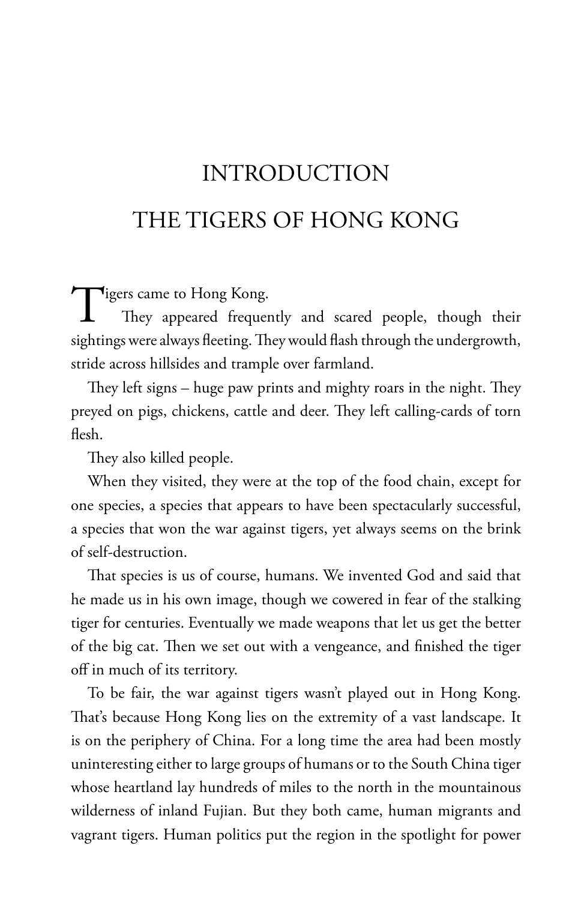# INTRODUCTION

# THE TIGERS OF HONG KONG

Tigers came to Hong Kong.

They appeared frequently and scared people, though their sightings were always fleeting. They would flash through the undergrowth, stride across hillsides and trample over farmland.

They left signs – huge paw prints and mighty roars in the night. They preyed on pigs, chickens, cattle and deer. They left calling-cards of torn flesh.

They also killed people.

When they visited, they were at the top of the food chain, except for one species, a species that appears to have been spectacularly successful, a species that won the war against tigers, yet always seems on the brink of self-destruction.

That species is us of course, humans. We invented God and said that he made us in his own image, though we cowered in fear of the stalking tiger for centuries. Eventually we made weapons that let us get the better of the big cat. Then we set out with a vengeance, and finished the tiger off in much of its territory.

To be fair, the war against tigers wasn't played out in Hong Kong. That's because Hong Kong lies on the extremity of a vast landscape. It is on the periphery of China. For a long time the area had been mostly uninteresting either to large groups of humans or to the South China tiger whose heartland lay hundreds of miles to the north in the mountainous wilderness of inland Fujian. But they both came, human migrants and vagrant tigers. Human politics put the region in the spotlight for power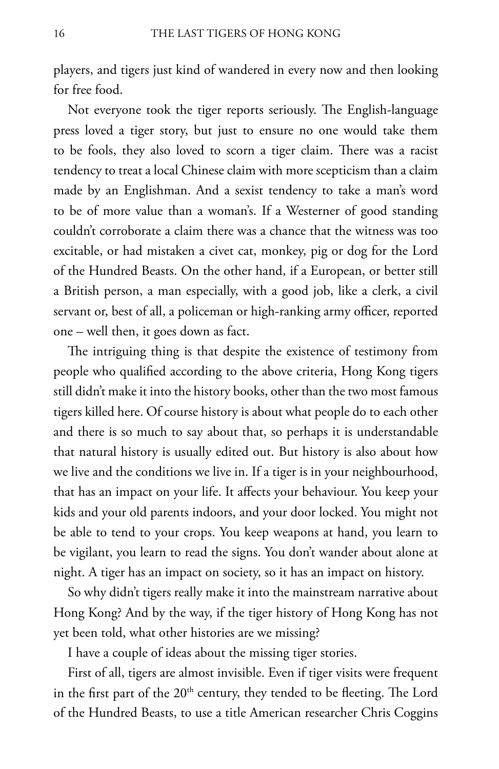players, and tigers just kind of wandered in every now and then looking for free food.

Not everyone took the tiger reports seriously. The English-language press loved a tiger story, but just to ensure no one would take them to be fools, they also loved to scorn a tiger claim. There was a racist tendency to treat a local Chinese claim with more scepticism than a claim made by an Englishman. And a sexist tendency to take a man's word to be of more value than a woman's. If a Westerner of good standing couldn't corroborate a claim there was a chance that the witness was too excitable, or had mistaken a civet cat, monkey, pig or dog for the Lord of the Hundred Beasts. On the other hand, if a European, or better still a British person, a man especially, with a good job, like a clerk, a civil servant or, best of all, a policeman or high-ranking army officer, reported one – well then, it goes down as fact.

The intriguing thing is that despite the existence of testimony from people who qualified according to the above criteria, Hong Kong tigers still didn't make it into the history books, other than the two most famous tigers killed here. Of course history is about what people do to each other and there is so much to say about that, so perhaps it is understandable that natural history is usually edited out. But history is also about how we live and the conditions we live in. If a tiger is in your neighbourhood, that has an impact on your life. It affects your behaviour. You keep your kids and your old parents indoors, and your door locked. You might not be able to tend to your crops. You keep weapons at hand, you learn to be vigilant, you learn to read the signs. You don't wander about alone at night. A tiger has an impact on society, so it has an impact on history.

So why didn't tigers really make it into the mainstream narrative about Hong Kong? And by the way, if the tiger history of Hong Kong has not yet been told, what other histories are we missing?

I have a couple of ideas about the missing tiger stories.

First of all, tigers are almost invisible. Even if tiger visits were frequent in the first part of the 20th century, they tended to be fleeting. The Lord of the Hundred Beasts, to use a title American researcher Chris Coggins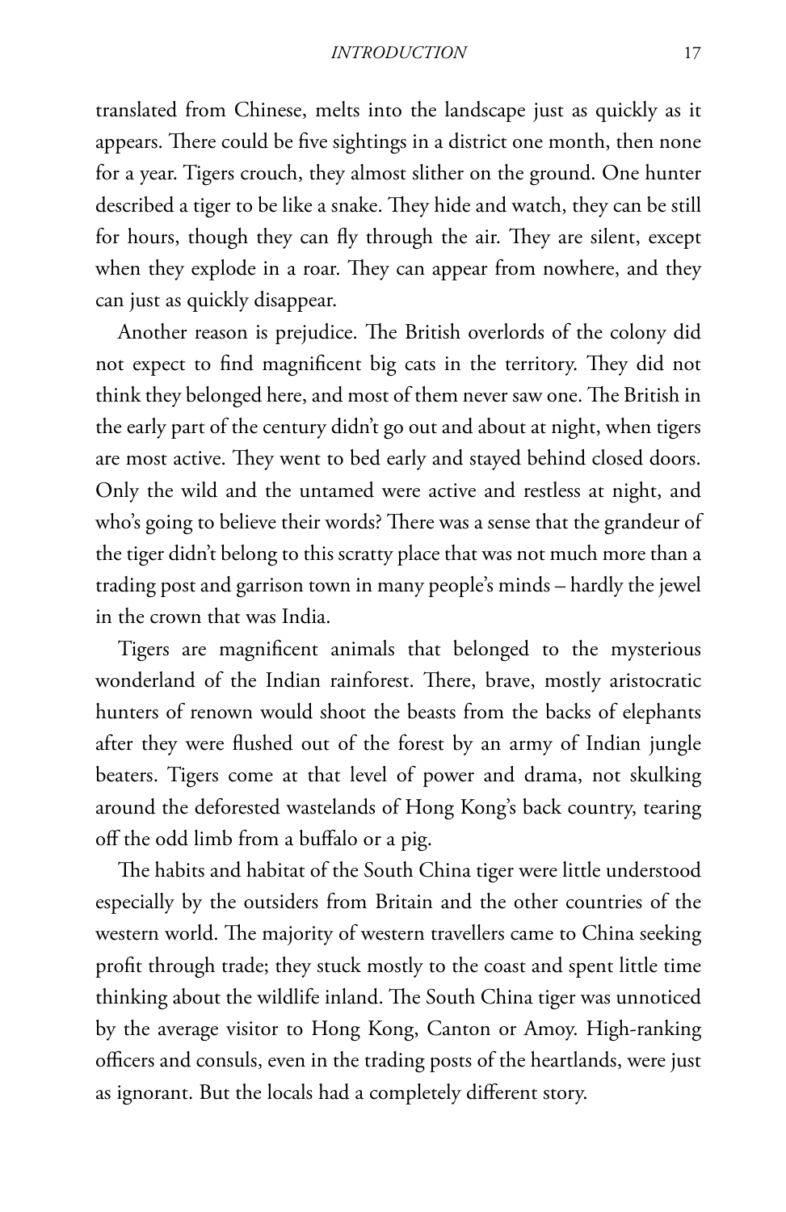translated from Chinese, melts into the landscape just as quickly as it appears. There could be five sightings in a district one month, then none for a year. Tigers crouch, they almost slither on the ground. One hunter described a tiger to be like a snake. They hide and watch, they can be still for hours, though they can fly through the air. They are silent, except when they explode in a roar. They can appear from nowhere, and they can just as quickly disappear.

Another reason is prejudice. The British overlords of the colony did not expect to find magnificent big cats in the territory. They did not think they belonged here, and most of them never saw one. The British in the early part of the century didn't go out and about at night, when tigers are most active. They went to bed early and stayed behind closed doors. Only the wild and the untamed were active and restless at night, and who's going to believe their words? There was a sense that the grandeur of the tiger didn't belong to this scratty place that was not much more than a trading post and garrison town in many people's minds – hardly the jewel in the crown that was India.

Tigers are magnificent animals that belonged to the mysterious wonderland of the Indian rainforest. There, brave, mostly aristocratic hunters of renown would shoot the beasts from the backs of elephants after they were flushed out of the forest by an army of Indian jungle beaters. Tigers come at that level of power and drama, not skulking around the deforested wastelands of Hong Kong's back country, tearing off the odd limb from a buffalo or a pig.

The habits and habitat of the South China tiger were little understood especially by the outsiders from Britain and the other countries of the western world. The majority of western travellers came to China seeking profit through trade; they stuck mostly to the coast and spent little time thinking about the wildlife inland. The South China tiger was unnoticed by the average visitor to Hong Kong, Canton or Amoy. High-ranking officers and consuls, even in the trading posts of the heartlands, were just as ignorant. But the locals had a completely different story.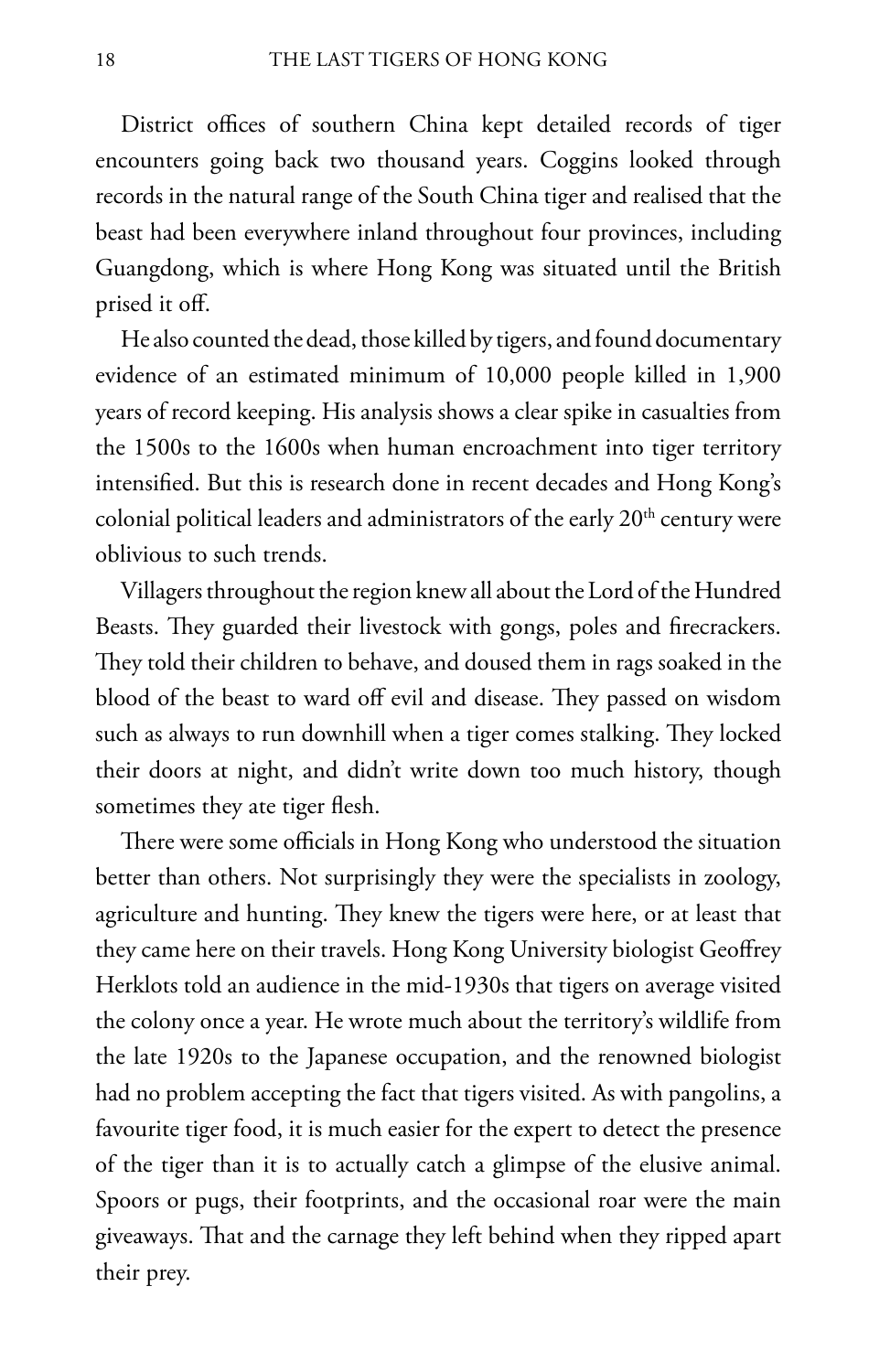District offices of southern China kept detailed records of tiger encounters going back two thousand years. Coggins looked through records in the natural range of the South China tiger and realised that the beast had been everywhere inland throughout four provinces, including Guangdong, which is where Hong Kong was situated until the British prised it off.

He also counted the dead, those killed by tigers, and found documentary evidence of an estimated minimum of 10,000 people killed in 1,900 years of record keeping. His analysis shows a clear spike in casualties from the 1500s to the 1600s when human encroachment into tiger territory intensified. But this is research done in recent decades and Hong Kong's colonial political leaders and administrators of the early 20th century were oblivious to such trends.

Villagers throughout the region knew all about the Lord of the Hundred Beasts. They guarded their livestock with gongs, poles and firecrackers. They told their children to behave, and doused them in rags soaked in the blood of the beast to ward off evil and disease. They passed on wisdom such as always to run downhill when a tiger comes stalking. They locked their doors at night, and didn't write down too much history, though sometimes they ate tiger flesh.

There were some officials in Hong Kong who understood the situation better than others. Not surprisingly they were the specialists in zoology, agriculture and hunting. They knew the tigers were here, or at least that they came here on their travels. Hong Kong University biologist Geoffrey Herklots told an audience in the mid-1930s that tigers on average visited the colony once a year. He wrote much about the territory's wildlife from the late 1920s to the Japanese occupation, and the renowned biologist had no problem accepting the fact that tigers visited. As with pangolins, a favourite tiger food, it is much easier for the expert to detect the presence of the tiger than it is to actually catch a glimpse of the elusive animal. Spoors or pugs, their footprints, and the occasional roar were the main giveaways. That and the carnage they left behind when they ripped apart their prey.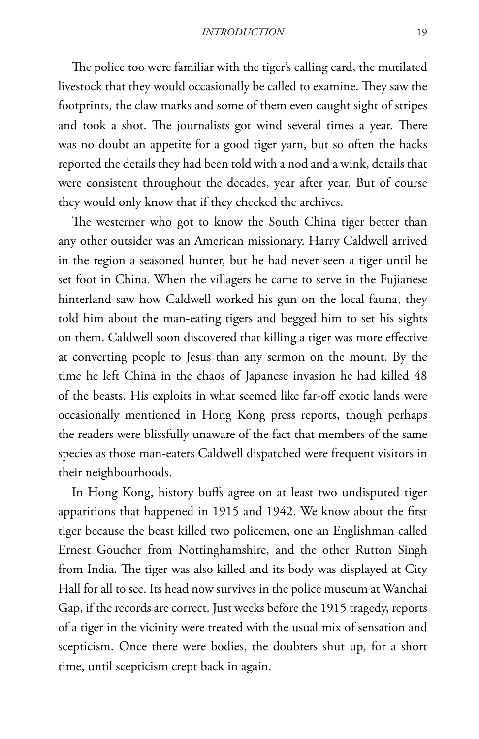The police too were familiar with the tiger's calling card, the mutilated livestock that they would occasionally be called to examine. They saw the footprints, the claw marks and some of them even caught sight of stripes and took a shot. The journalists got wind several times a year. There was no doubt an appetite for a good tiger yarn, but so often the hacks reported the details they had been told with a nod and a wink, details that were consistent throughout the decades, year after year. But of course they would only know that if they checked the archives.

The westerner who got to know the South China tiger better than any other outsider was an American missionary. Harry Caldwell arrived in the region a seasoned hunter, but he had never seen a tiger until he set foot in China. When the villagers he came to serve in the Fujianese hinterland saw how Caldwell worked his gun on the local fauna, they told him about the man-eating tigers and begged him to set his sights on them. Caldwell soon discovered that killing a tiger was more effective at converting people to Jesus than any sermon on the mount. By the time he left China in the chaos of Japanese invasion he had killed 48 of the beasts. His exploits in what seemed like far-off exotic lands were occasionally mentioned in Hong Kong press reports, though perhaps the readers were blissfully unaware of the fact that members of the same species as those man-eaters Caldwell dispatched were frequent visitors in their neighbourhoods.

In Hong Kong, history buffs agree on at least two undisputed tiger apparitions that happened in 1915 and 1942. We know about the first tiger because the beast killed two policemen, one an Englishman called Ernest Goucher from Nottinghamshire, and the other Rutton Singh from India. The tiger was also killed and its body was displayed at City Hall for all to see. Its head now survives in the police museum at Wanchai Gap, if the records are correct. Just weeks before the 1915 tragedy, reports of a tiger in the vicinity were treated with the usual mix of sensation and scepticism. Once there were bodies, the doubters shut up, for a short time, until scepticism crept back in again.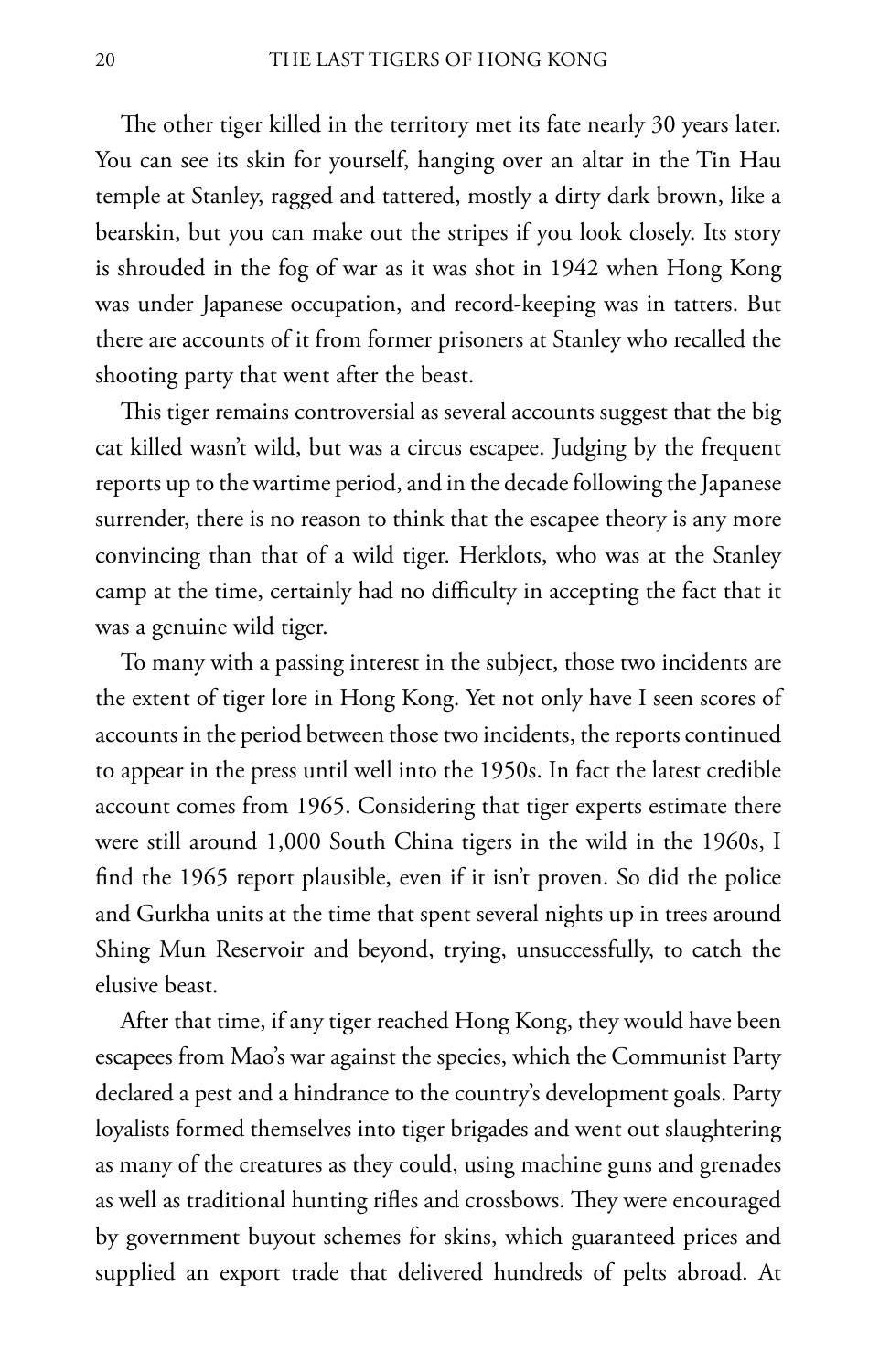The other tiger killed in the territory met its fate nearly 30 years later. You can see its skin for yourself, hanging over an altar in the Tin Hau temple at Stanley, ragged and tattered, mostly a dirty dark brown, like a bearskin, but you can make out the stripes if you look closely. Its story is shrouded in the fog of war as it was shot in 1942 when Hong Kong was under Japanese occupation, and record-keeping was in tatters. But there are accounts of it from former prisoners at Stanley who recalled the shooting party that went after the beast.

This tiger remains controversial as several accounts suggest that the big cat killed wasn't wild, but was a circus escapee. Judging by the frequent reports up to the wartime period, and in the decade following the Japanese surrender, there is no reason to think that the escapee theory is any more convincing than that of a wild tiger. Herklots, who was at the Stanley camp at the time, certainly had no difficulty in accepting the fact that it was a genuine wild tiger.

To many with a passing interest in the subject, those two incidents are the extent of tiger lore in Hong Kong. Yet not only have I seen scores of accounts in the period between those two incidents, the reports continued to appear in the press until well into the 1950s. In fact the latest credible account comes from 1965. Considering that tiger experts estimate there were still around 1,000 South China tigers in the wild in the 1960s, I find the 1965 report plausible, even if it isn't proven. So did the police and Gurkha units at the time that spent several nights up in trees around Shing Mun Reservoir and beyond, trying, unsuccessfully, to catch the elusive beast.

After that time, if any tiger reached Hong Kong, they would have been escapees from Mao's war against the species, which the Communist Party declared a pest and a hindrance to the country's development goals. Party loyalists formed themselves into tiger brigades and went out slaughtering as many of the creatures as they could, using machine guns and grenades as well as traditional hunting rifles and crossbows. They were encouraged by government buyout schemes for skins, which guaranteed prices and supplied an export trade that delivered hundreds of pelts abroad. At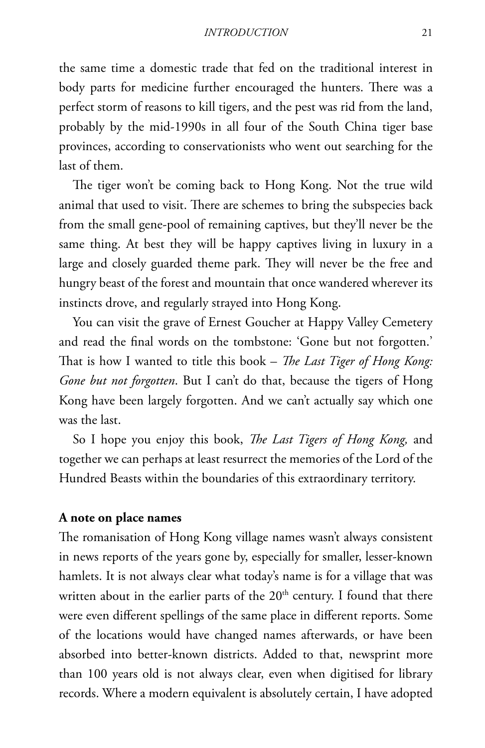the same time a domestic trade that fed on the traditional interest in body parts for medicine further encouraged the hunters. There was a perfect storm of reasons to kill tigers, and the pest was rid from the land, probably by the mid-1990s in all four of the South China tiger base provinces, according to conservationists who went out searching for the last of them.

The tiger won't be coming back to Hong Kong. Not the true wild animal that used to visit. There are schemes to bring the subspecies back from the small gene-pool of remaining captives, but they'll never be the same thing. At best they will be happy captives living in luxury in a large and closely guarded theme park. They will never be the free and hungry beast of the forest and mountain that once wandered wherever its instincts drove, and regularly strayed into Hong Kong.

You can visit the grave of Ernest Goucher at Happy Valley Cemetery and read the final words on the tombstone: 'Gone but not forgotten.' That is how I wanted to title this book – *The Last Tiger of Hong Kong: Gone but not forgotten*. But I can't do that, because the tigers of Hong Kong have been largely forgotten. And we can't actually say which one was the last.

So I hope you enjoy this book, *The Last Tigers of Hong Kong,* and together we can perhaps at least resurrect the memories of the Lord of the Hundred Beasts within the boundaries of this extraordinary territory.

**A note on place names**

The romanisation of Hong Kong village names wasn't always consistent in news reports of the years gone by, especially for smaller, lesser-known hamlets. It is not always clear what today's name is for a village that was written about in the earlier parts of the 20th century. I found that there were even different spellings of the same place in different reports. Some of the locations would have changed names afterwards, or have been absorbed into better-known districts. Added to that, newsprint more than 100 years old is not always clear, even when digitised for library records. Where a modern equivalent is absolutely certain, I have adopted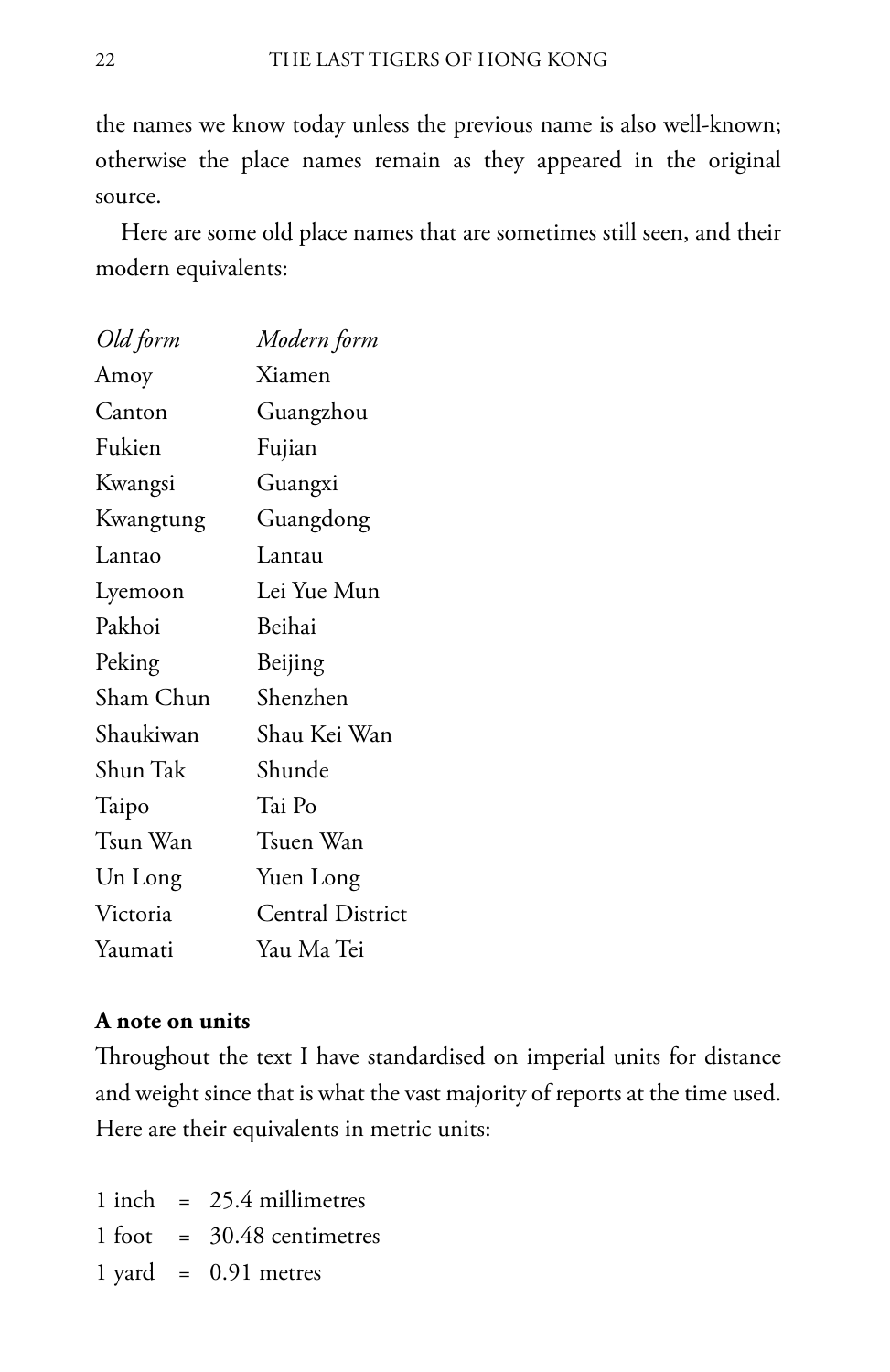the names we know today unless the previous name is also well-known; otherwise the place names remain as they appeared in the original source.

Here are some old place names that are sometimes still seen, and their modern equivalents:

| *Old form* | *Modern form* |
| --- | --- |
| Amoy | Xiamen |
| Canton | Guangzhou |
| Fukien | Fujian |
| Kwangsi | Guangxi |
| Kwangtung | Guangdong |
| Lantao | Lantau |
| Lyemoon | Lei Yue Mun |
| Pakhoi | Beihai |
| Peking | Beijing |
| Sham Chun | Shenzhen |
| Shaukiwan | Shau Kei Wan |
| Shun Tak | Shunde |
| Taipo | Tai Po |
| Tsun Wan | Tsuen Wan |
| Un Long | Yuen Long |
| Victoria | Central District |
| Yaumati | Yau Ma Tei |

**A note on units**

Throughout the text I have standardised on imperial units for distance and weight since that is what the vast majority of reports at the time used. Here are their equivalents in metric units:

| | | |
| --- | --- | --- |
| 1 inch | = | 25.4 millimetres |
| 1 foot | = | 30.48 centimetres |
| 1 yard | = | 0.91 metres |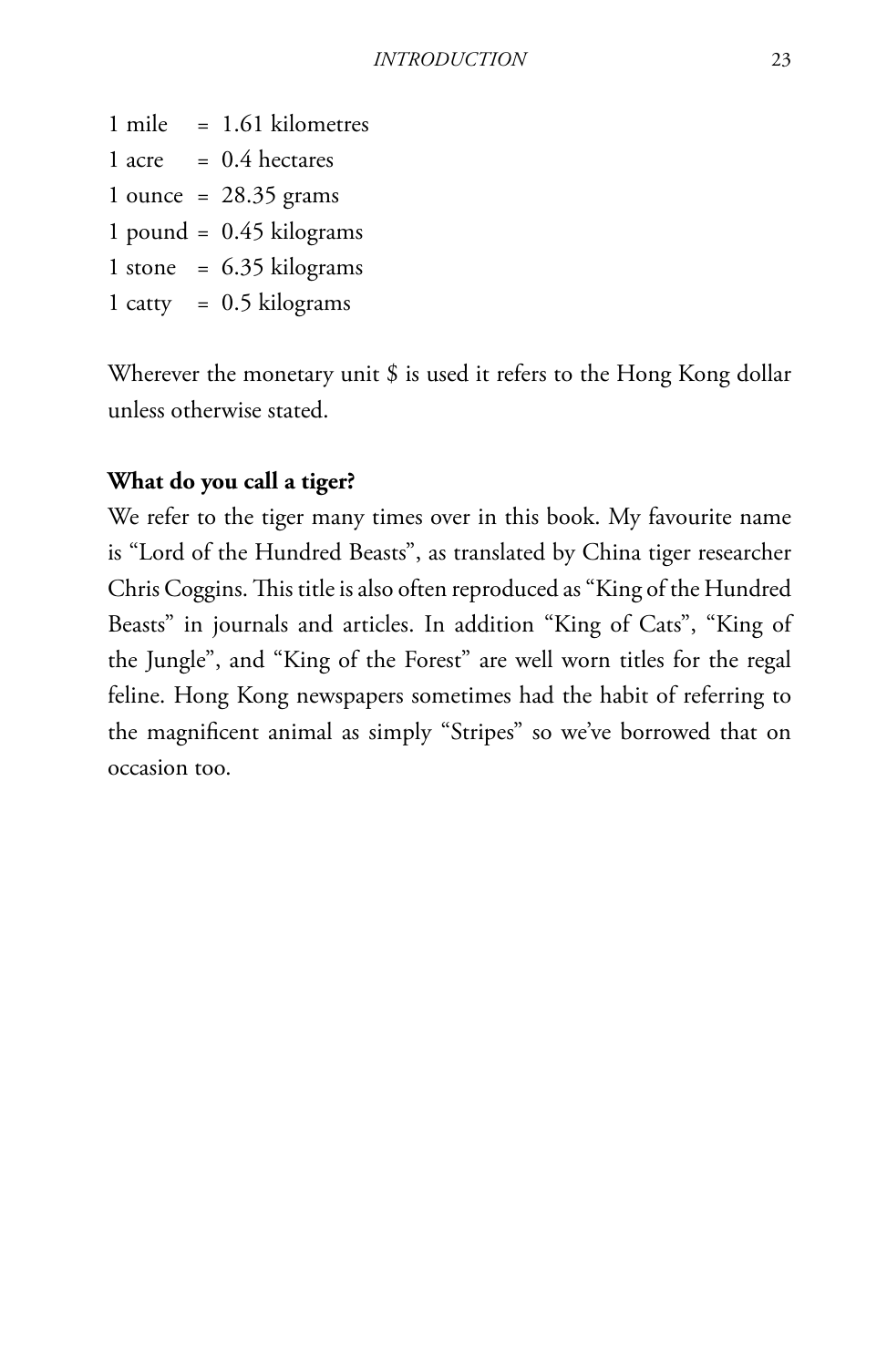1 mile = 1.61 kilometres
1 acre = 0.4 hectares
1 ounce = 28.35 grams
1 pound = 0.45 kilograms
1 stone = 6.35 kilograms
1 catty = 0.5 kilograms

Wherever the monetary unit $ is used it refers to the Hong Kong dollar unless otherwise stated.

**What do you call a tiger?**

We refer to the tiger many times over in this book. My favourite name is "Lord of the Hundred Beasts", as translated by China tiger researcher Chris Coggins. This title is also often reproduced as "King of the Hundred Beasts" in journals and articles. In addition "King of Cats", "King of the Jungle", and "King of the Forest" are well worn titles for the regal feline. Hong Kong newspapers sometimes had the habit of referring to the magnificent animal as simply "Stripes" so we've borrowed that on occasion too.